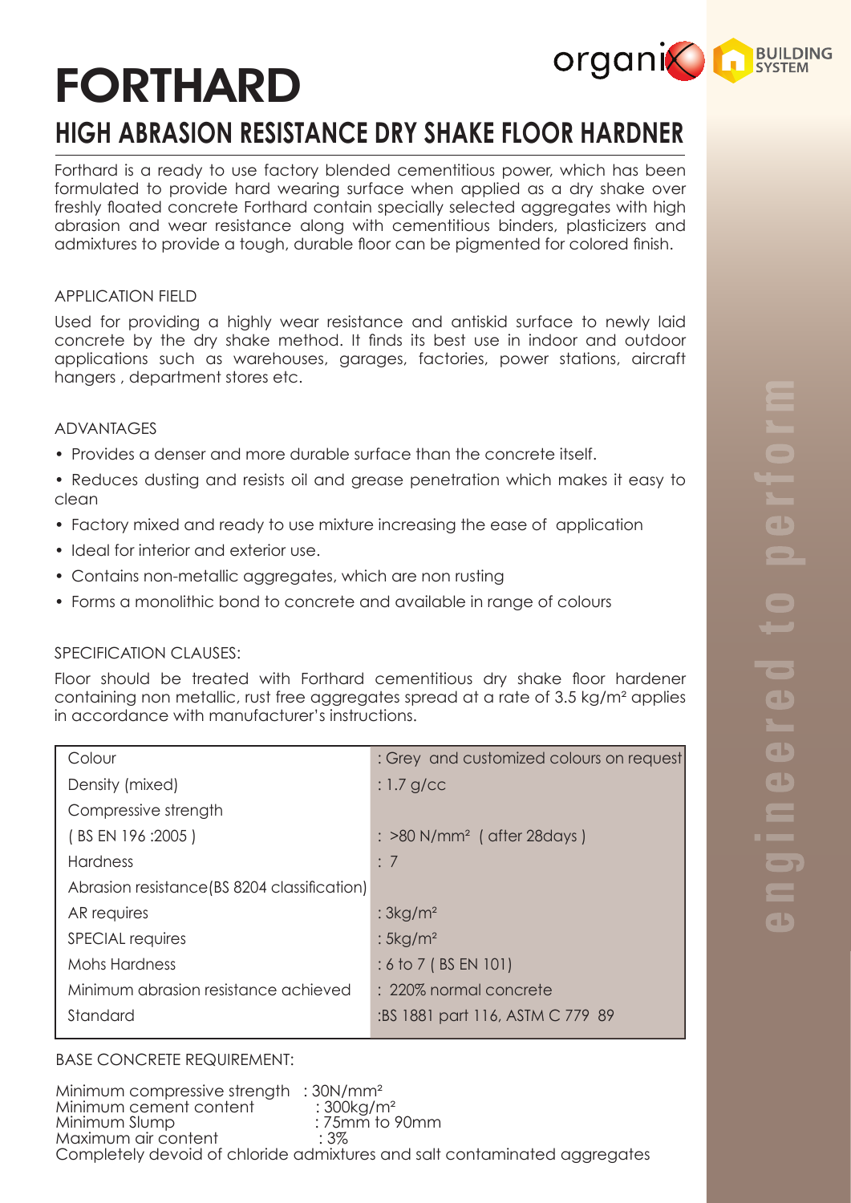# FORTHARD

## HIGH ABRASION RESISTANCE DRY SHAKE FLOOR HARDNER

Forthard is a ready to use factory blended cementitious power, which has been formulated to provide hard wearing surface when applied as a dry shake over freshly floated concrete Forthard contain specially selected aggregates with high abrasion and wear resistance along with cementitious binders, plasticizers and admixtures to provide a tough, durable floor can be pigmented for colored finish.

### APPLICATION FIELD

Used for providing a highly wear resistance and antiskid surface to newly laid concrete by the dry shake method. It finds its best use in indoor and outdoor applications such as warehouses, garages, factories, power stations, aircraft hangers , department stores etc.

### ADVANTAGES

- Provides a denser and more durable surface than the concrete itself.
- Reduces dusting and resists oil and grease penetration which makes it easy to clean
- Factory mixed and ready to use mixture increasing the ease of application
- Ideal for interior and exterior use.
- Contains non-metallic aggregates, which are non rusting
- Forms a monolithic bond to concrete and available in range of colours

### SPECIFICATION CLAUSES:

Floor should be treated with Forthard cementitious dry shake floor hardener containing non metallic, rust free aggregates spread at a rate of 3.5 kg/m² applies in accordance with manufacturer's instructions.

| | |
|---|---|
| Colour | : Grey and customized colours on request |
| Density (mixed) | : 1.7 g/cc |
| Compressive strength ( BS EN 196 :2005 ) | : >80 N/mm² ( after 28days ) |
| Hardness | : 7 |
| Abrasion resistance(BS 8204 classification) | |
| AR requires | : 3kg/m² |
| SPECIAL requires | : 5kg/m² |
| Mohs Hardness | : 6 to 7 ( BS EN 101) |
| Minimum abrasion resistance achieved | : 220% normal concrete |
| Standard | :BS 1881 part 116, ASTM C 779 89 |

### BASE CONCRETE REQUIREMENT:

Minimum compressive strength : 30N/mm²
Minimum cement content : 300kg/m²
Minimum Slump : 75mm to 90mm
Maximum air content : 3%
Completely devoid of chloride admixtures and salt contaminated aggregates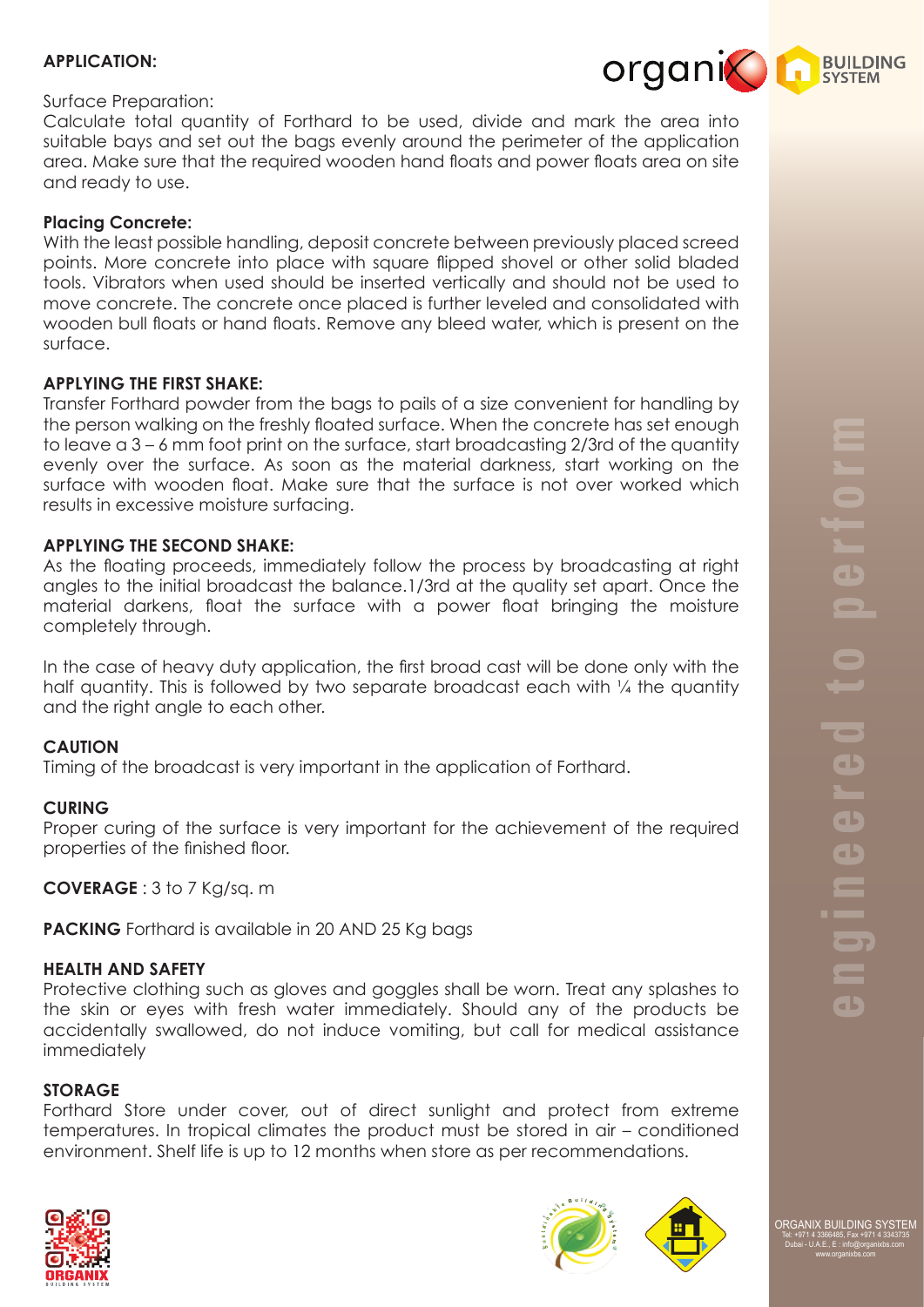## APPLICATION:

Surface Preparation:
Calculate total quantity of Forthard to be used, divide and mark the area into suitable bays and set out the bags evenly around the perimeter of the application area. Make sure that the required wooden hand floats and power floats area on site and ready to use.

**Placing Concrete:**
With the least possible handling, deposit concrete between previously placed screed points. More concrete into place with square flipped shovel or other solid bladed tools. Vibrators when used should be inserted vertically and should not be used to move concrete. The concrete once placed is further leveled and consolidated with wooden bull floats or hand floats. Remove any bleed water, which is present on the surface.

**APPLYING THE FIRST SHAKE:**
Transfer Forthard powder from the bags to pails of a size convenient for handling by the person walking on the freshly floated surface. When the concrete has set enough to leave a 3 – 6 mm foot print on the surface, start broadcasting 2/3rd of the quantity evenly over the surface. As soon as the material darkness, start working on the surface with wooden float. Make sure that the surface is not over worked which results in excessive moisture surfacing.

**APPLYING THE SECOND SHAKE:**
As the floating proceeds, immediately follow the process by broadcasting at right angles to the initial broadcast the balance.1/3rd at the quality set apart. Once the material darkens, float the surface with a power float bringing the moisture completely through.

In the case of heavy duty application, the first broad cast will be done only with the half quantity. This is followed by two separate broadcast each with ¼ the quantity and the right angle to each other.

**CAUTION**
Timing of the broadcast is very important in the application of Forthard.

**CURING**
Proper curing of the surface is very important for the achievement of the required properties of the finished floor.

**COVERAGE** : 3 to 7 Kg/sq. m

**PACKING** Forthard is available in 20 AND 25 Kg bags

**HEALTH AND SAFETY**
Protective clothing such as gloves and goggles shall be worn. Treat any splashes to the skin or eyes with fresh water immediately. Should any of the products be accidentally swallowed, do not induce vomiting, but call for medical assistance immediately

**STORAGE**
Forthard Store under cover, out of direct sunlight and protect from extreme temperatures. In tropical climates the product must be stored in air – conditioned environment. Shelf life is up to 12 months when store as per recommendations.

engineered to perform

ORGANIX BUILDING SYSTEM
Tel: +971 4 3366485, Fax +971 4 3343735
Dubai - U.A.E., E : info@organixbs.com
www.organixbs.com